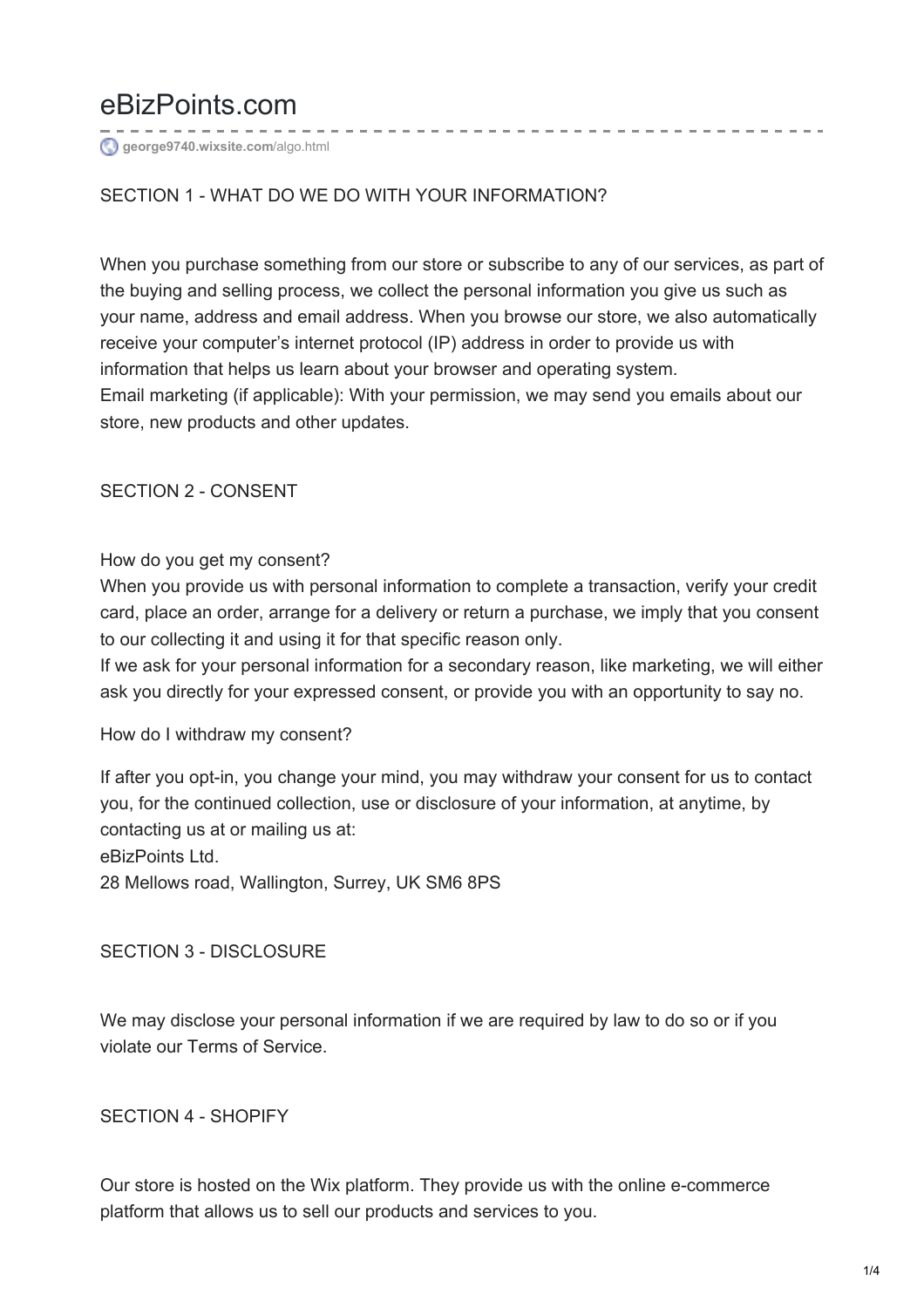# eBizPoints.com

**george9740.wixsite.com**/algo.html

SECTION 1 - WHAT DO WE DO WITH YOUR INFORMATION?

When you purchase something from our store or subscribe to any of our services, as part of the buying and selling process, we collect the personal information you give us such as your name, address and email address. When you browse our store, we also automatically receive your computer's internet protocol (IP) address in order to provide us with information that helps us learn about your browser and operating system.
Email marketing (if applicable): With your permission, we may send you emails about our store, new products and other updates.

SECTION 2 - CONSENT

How do you get my consent?
When you provide us with personal information to complete a transaction, verify your credit card, place an order, arrange for a delivery or return a purchase, we imply that you consent to our collecting it and using it for that specific reason only.
If we ask for your personal information for a secondary reason, like marketing, we will either ask you directly for your expressed consent, or provide you with an opportunity to say no.

How do I withdraw my consent?

If after you opt-in, you change your mind, you may withdraw your consent for us to contact you, for the continued collection, use or disclosure of your information, at anytime, by contacting us at or mailing us at:
eBizPoints Ltd.
28 Mellows road, Wallington, Surrey, UK SM6 8PS

SECTION 3 - DISCLOSURE

We may disclose your personal information if we are required by law to do so or if you violate our Terms of Service.

SECTION 4 - SHOPIFY

Our store is hosted on the Wix platform. They provide us with the online e-commerce platform that allows us to sell our products and services to you.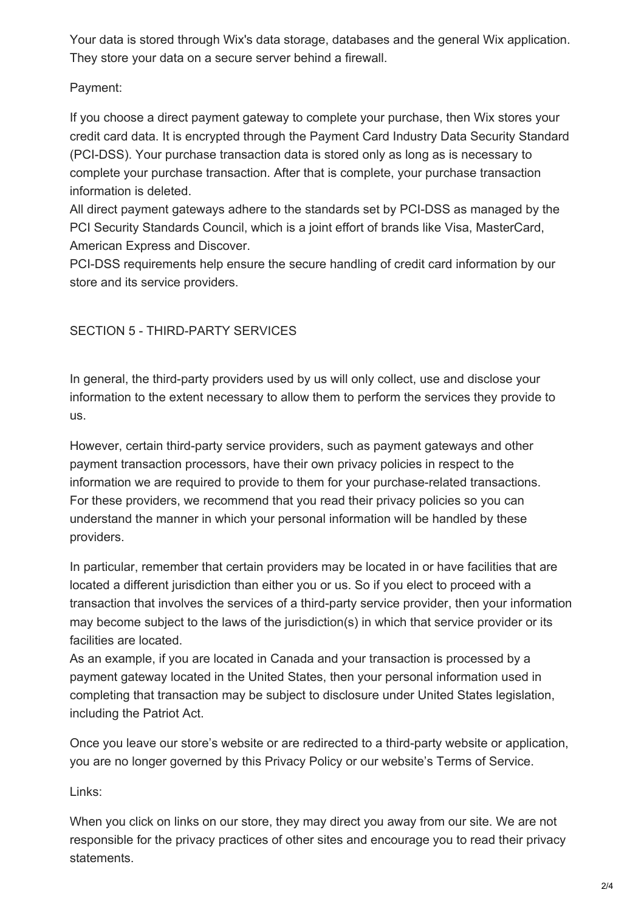Your data is stored through Wix's data storage, databases and the general Wix application. They store your data on a secure server behind a firewall.

Payment:

If you choose a direct payment gateway to complete your purchase, then Wix stores your credit card data. It is encrypted through the Payment Card Industry Data Security Standard (PCI-DSS). Your purchase transaction data is stored only as long as is necessary to complete your purchase transaction. After that is complete, your purchase transaction information is deleted.
All direct payment gateways adhere to the standards set by PCI-DSS as managed by the PCI Security Standards Council, which is a joint effort of brands like Visa, MasterCard, American Express and Discover.
PCI-DSS requirements help ensure the secure handling of credit card information by our store and its service providers.

## SECTION 5 - THIRD-PARTY SERVICES

In general, the third-party providers used by us will only collect, use and disclose your information to the extent necessary to allow them to perform the services they provide to us.

However, certain third-party service providers, such as payment gateways and other payment transaction processors, have their own privacy policies in respect to the information we are required to provide to them for your purchase-related transactions. For these providers, we recommend that you read their privacy policies so you can understand the manner in which your personal information will be handled by these providers.

In particular, remember that certain providers may be located in or have facilities that are located a different jurisdiction than either you or us. So if you elect to proceed with a transaction that involves the services of a third-party service provider, then your information may become subject to the laws of the jurisdiction(s) in which that service provider or its facilities are located.
As an example, if you are located in Canada and your transaction is processed by a payment gateway located in the United States, then your personal information used in completing that transaction may be subject to disclosure under United States legislation, including the Patriot Act.

Once you leave our store's website or are redirected to a third-party website or application, you are no longer governed by this Privacy Policy or our website's Terms of Service.

Links:

When you click on links on our store, they may direct you away from our site. We are not responsible for the privacy practices of other sites and encourage you to read their privacy statements.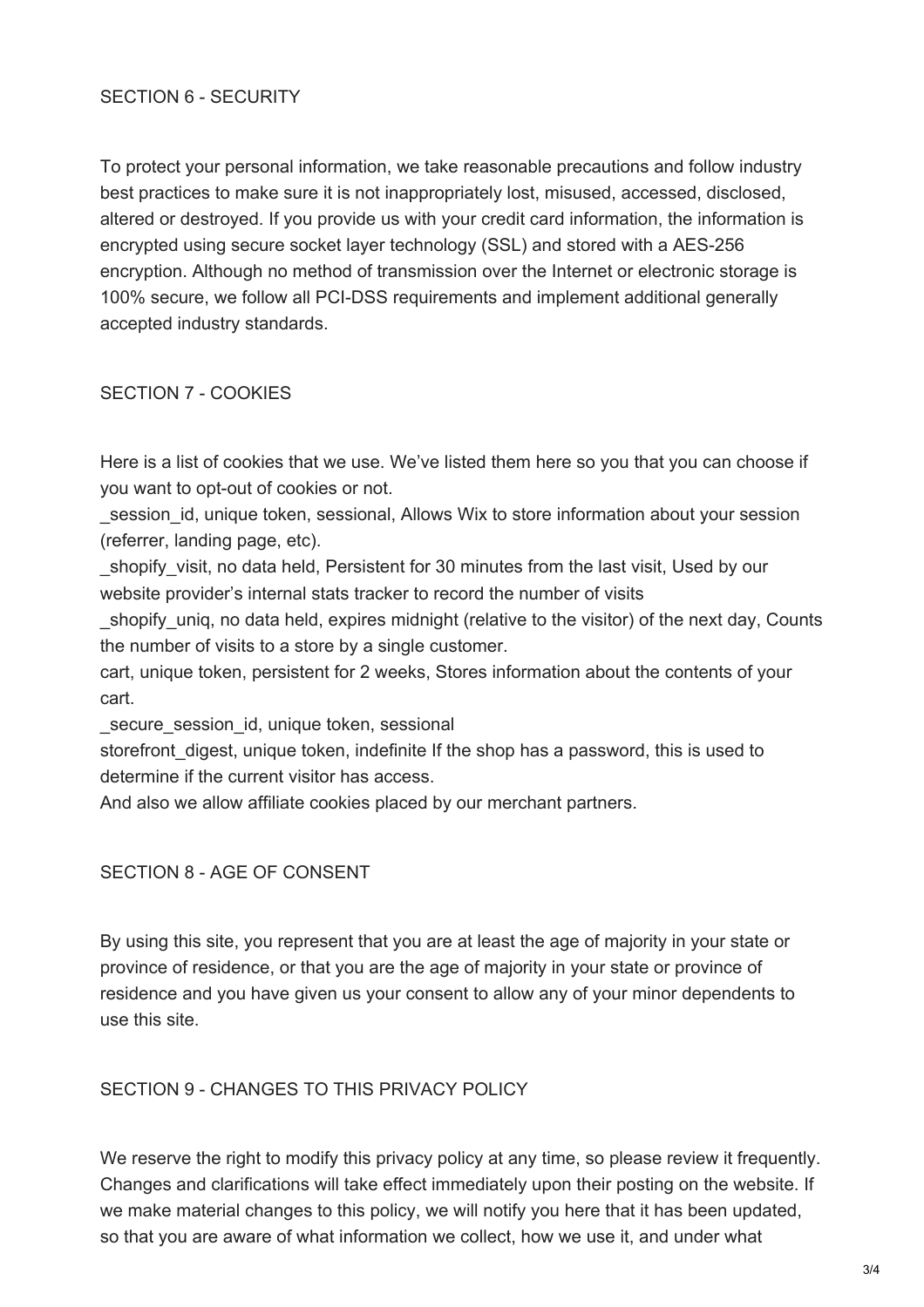## SECTION 6 - SECURITY

To protect your personal information, we take reasonable precautions and follow industry best practices to make sure it is not inappropriately lost, misused, accessed, disclosed, altered or destroyed. If you provide us with your credit card information, the information is encrypted using secure socket layer technology (SSL) and stored with a AES-256 encryption. Although no method of transmission over the Internet or electronic storage is 100% secure, we follow all PCI-DSS requirements and implement additional generally accepted industry standards.

## SECTION 7 - COOKIES

Here is a list of cookies that we use. We've listed them here so you that you can choose if you want to opt-out of cookies or not.

_session_id, unique token, sessional, Allows Wix to store information about your session (referrer, landing page, etc).

_shopify_visit, no data held, Persistent for 30 minutes from the last visit, Used by our website provider's internal stats tracker to record the number of visits

_shopify_uniq, no data held, expires midnight (relative to the visitor) of the next day, Counts the number of visits to a store by a single customer.

cart, unique token, persistent for 2 weeks, Stores information about the contents of your cart.

_secure_session_id, unique token, sessional

storefront_digest, unique token, indefinite If the shop has a password, this is used to determine if the current visitor has access.

And also we allow affiliate cookies placed by our merchant partners.

## SECTION 8 - AGE OF CONSENT

By using this site, you represent that you are at least the age of majority in your state or province of residence, or that you are the age of majority in your state or province of residence and you have given us your consent to allow any of your minor dependents to use this site.

## SECTION 9 - CHANGES TO THIS PRIVACY POLICY

We reserve the right to modify this privacy policy at any time, so please review it frequently. Changes and clarifications will take effect immediately upon their posting on the website. If we make material changes to this policy, we will notify you here that it has been updated, so that you are aware of what information we collect, how we use it, and under what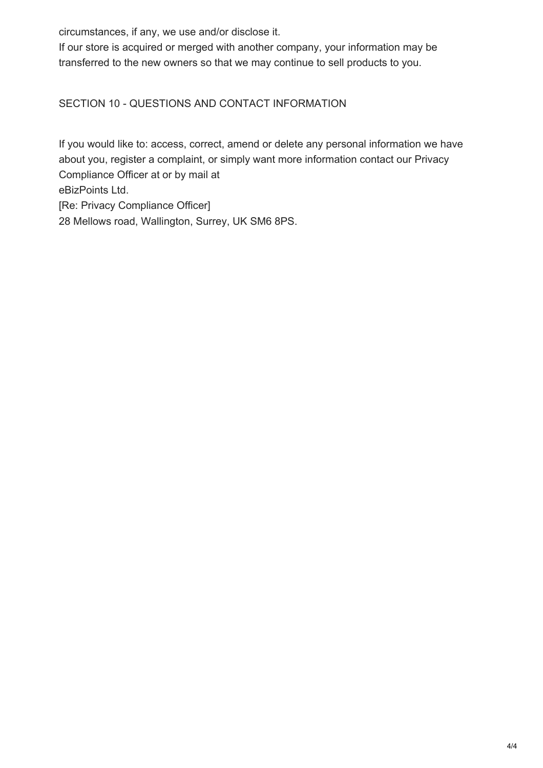circumstances, if any, we use and/or disclose it.

If our store is acquired or merged with another company, your information may be transferred to the new owners so that we may continue to sell products to you.

## SECTION 10 - QUESTIONS AND CONTACT INFORMATION

If you would like to: access, correct, amend or delete any personal information we have about you, register a complaint, or simply want more information contact our Privacy Compliance Officer at or by mail at

eBizPoints Ltd.

[Re: Privacy Compliance Officer]

28 Mellows road, Wallington, Surrey, UK SM6 8PS.